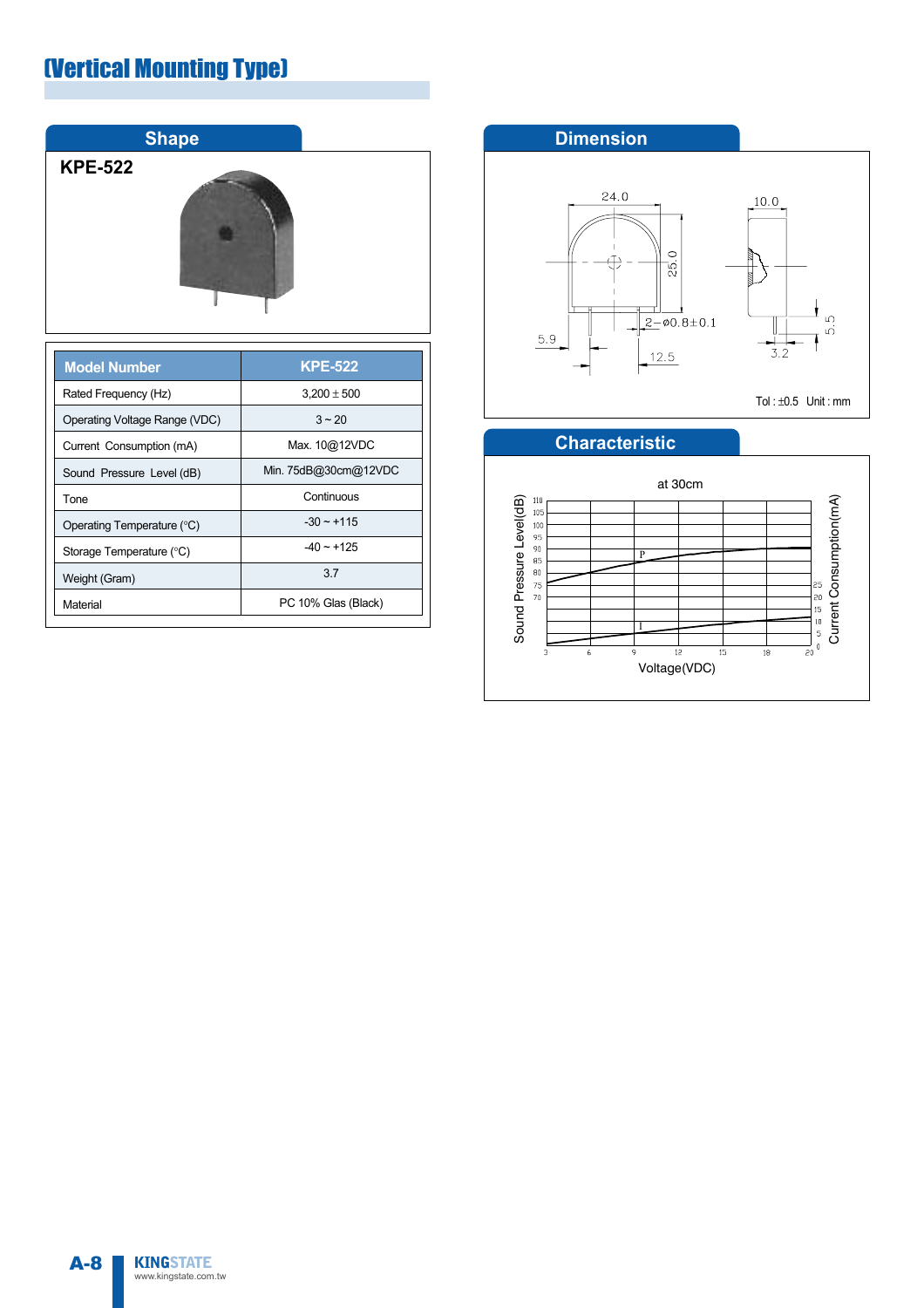# (Vertical Mounting Type)

## Shape

KPE-522

| Model Number | KPE-522 |
|---|---|
| Rated Frequency (Hz) | 3,200 ± 500 |
| Operating Voltage Range (VDC) | 3 ~ 20 |
| Current Consumption (mA) | Max. 10@12VDC |
| Sound Pressure Level (dB) | Min. 75dB@30cm@12VDC |
| Tone | Continuous |
| Operating Temperature (°C) | -30 ~ +115 |
| Storage Temperature (°C) | -40 ~ +125 |
| Weight (Gram) | 3.7 |
| Material | PC 10% Glas (Black) |

## Dimension

24.0, 25.0, 10.0, 2−φ0.8±0.1, 5.9, 12.5, 3.2, 5.5

Tol : ±0.5 Unit : mm

## Characteristic

at 30cm

Sound Pressure Level(dB) / Current Consumption(mA) vs. Voltage(VDC)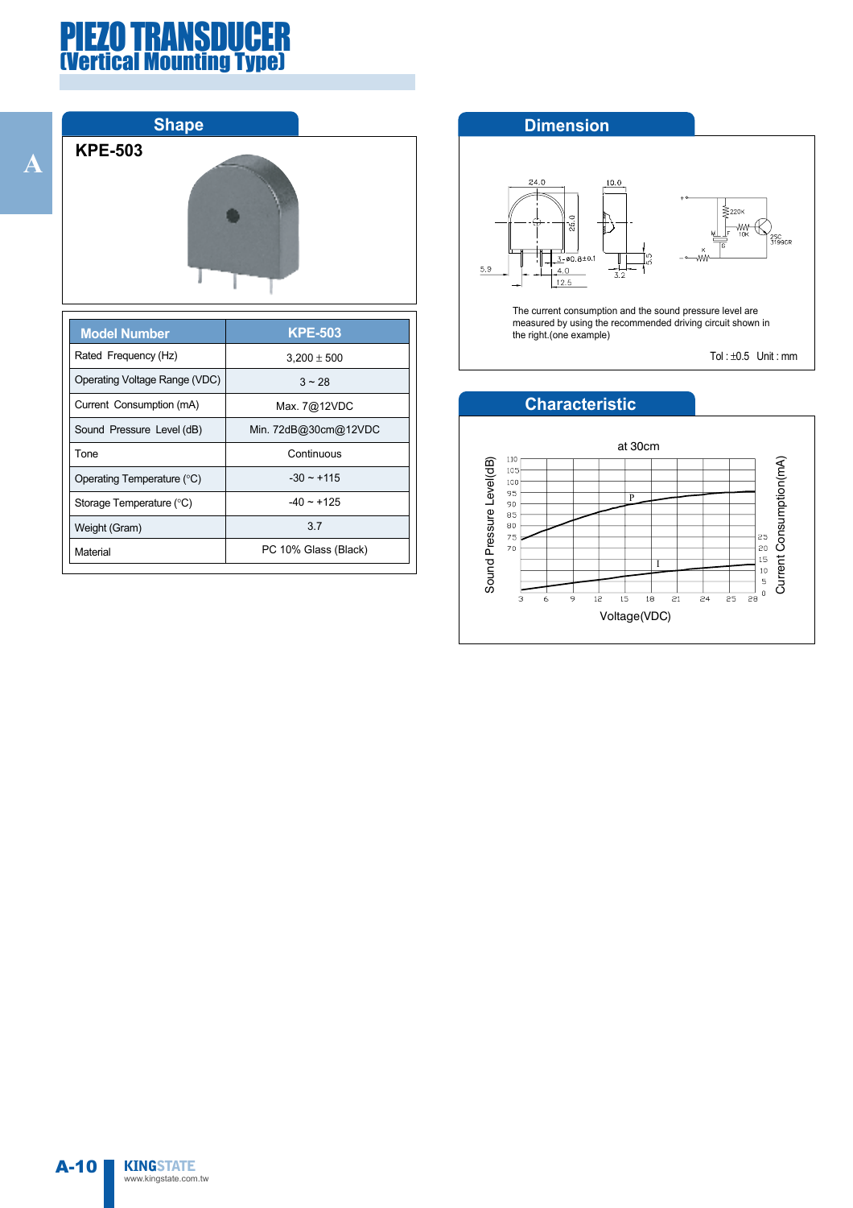# PIEZO TRANSDUCER
## (Vertical Mounting Type)

## Shape

**KPE-503**

| Model Number | KPE-503 |
|---|---|
| Rated Frequency (Hz) | 3,200 ± 500 |
| Operating Voltage Range (VDC) | 3 ~ 28 |
| Current Consumption (mA) | Max. 7@12VDC |
| Sound Pressure Level (dB) | Min. 72dB@30cm@12VDC |
| Tone | Continuous |
| Operating Temperature (°C) | -30 ~ +115 |
| Storage Temperature (°C) | -40 ~ +125 |
| Weight (Gram) | 3.7 |
| Material | PC 10% Glass (Black) |

## Dimension

The current consumption and the sound pressure level are measured by using the recommended driving circuit shown in the right.(one example)

Tol : ±0.5 Unit : mm

## Characteristic

at 30cm

Sound Pressure Level(dB)

Current Consumption(mA)

Voltage(VDC)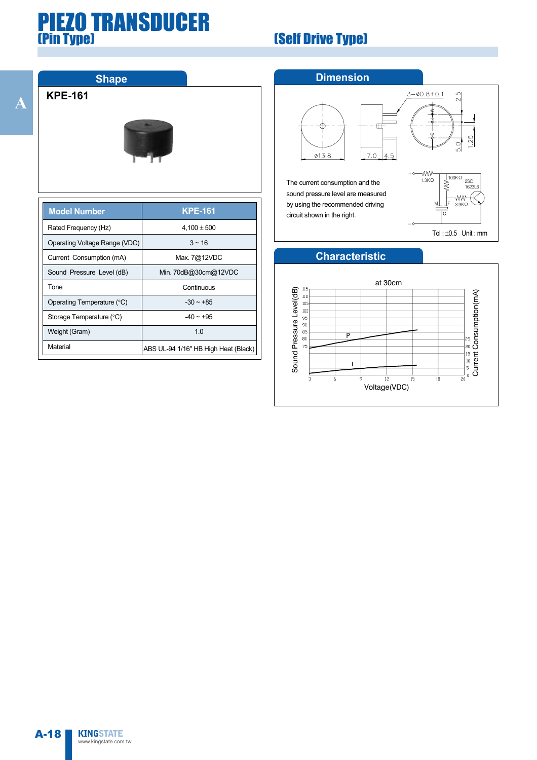# PIEZO TRANSDUCER

## (Pin Type)

## (Self Drive Type)

### Shape

**KPE-161**

| Model Number | KPE-161 |
|---|---|
| Rated Frequency (Hz) | 4,100 ± 500 |
| Operating Voltage Range (VDC) | 3 ~ 16 |
| Current Consumption (mA) | Max. 7@12VDC |
| Sound Pressure Level (dB) | Min. 70dB@30cm@12VDC |
| Tone | Continuous |
| Operating Temperature (°C) | -30 ~ +85 |
| Storage Temperature (°C) | -40 ~ +95 |
| Weight (Gram) | 1.0 |
| Material | ABS UL-94 1/16" HB High Heat (Black) |

### Dimension

3−φ0.8±0.1

φ13.8 7.0 4.5 2.5 5.0 1.25

The current consumption and the sound pressure level are measured by using the recommended driving circuit shown in the right.

1.3KΩ 100KΩ 2SC 1623L6 3.9KΩ M F G

Tol : ±0.5 Unit : mm

### Characteristic

at 30cm

Sound Pressure Level(dB) / Current Consumption(mA) vs Voltage(VDC)

P, I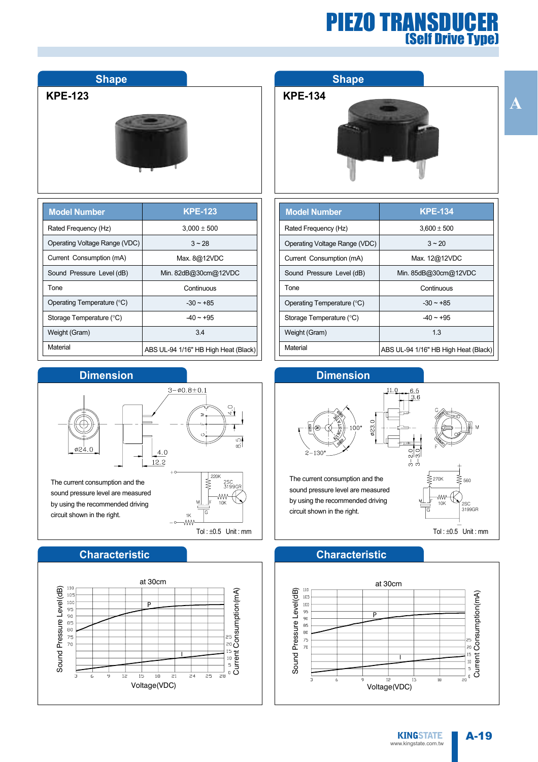# PIEZO TRANSDUCER
## (Self Drive Type)

## Shape

**KPE-123**

| Model Number | KPE-123 |
|---|---|
| Rated Frequency (Hz) | 3,000 ± 500 |
| Operating Voltage Range (VDC) | 3 ~ 28 |
| Current Consumption (mA) | Max. 8@12VDC |
| Sound Pressure Level (dB) | Min. 82dB@30cm@12VDC |
| Tone | Continuous |
| Operating Temperature (°C) | -30 ~ +85 |
| Storage Temperature (°C) | -40 ~ +95 |
| Weight (Gram) | 3.4 |
| Material | ABS UL-94 1/16" HB High Heat (Black) |

## Dimension

3−ø0.8±0.1, ø24.0, 4.0, 12.2, 4.0, 8.5

The current consumption and the sound pressure level are measured by using the recommended driving circuit shown in the right.

220K, 2SC 3199GR, 10K, 1K, M, F, G

Tol : ±0.5 Unit : mm

## Characteristic

at 30cm

Sound Pressure Level (dB) / Current Consumption (mA) vs Voltage(VDC)

## Shape

**KPE-134**

| Model Number | KPE-134 |
|---|---|
| Rated Frequency (Hz) | 3,600 ± 500 |
| Operating Voltage Range (VDC) | 3 ~ 20 |
| Current Consumption (mA) | Max. 12@12VDC |
| Sound Pressure Level (dB) | Min. 85dB@30cm@12VDC |
| Tone | Continuous |
| Operating Temperature (°C) | -30 ~ +85 |
| Storage Temperature (°C) | -40 ~ +95 |
| Weight (Gram) | 1.3 |
| Material | ABS UL-94 1/16" HB High Heat (Black) |

## Dimension

11.0, 6.5, 3.6, ø23.0, 100°, 2−130°, 3−2.0, 3−3.0

The current consumption and the sound pressure level are measured by using the recommended driving circuit shown in the right.

270K, 560, 10K, 2SC 3199GR, M, F, G

Tol : ±0.5 Unit : mm

## Characteristic

at 30cm

Sound Pressure Level(dB) / Current Consumption(mA) vs Voltage(VDC)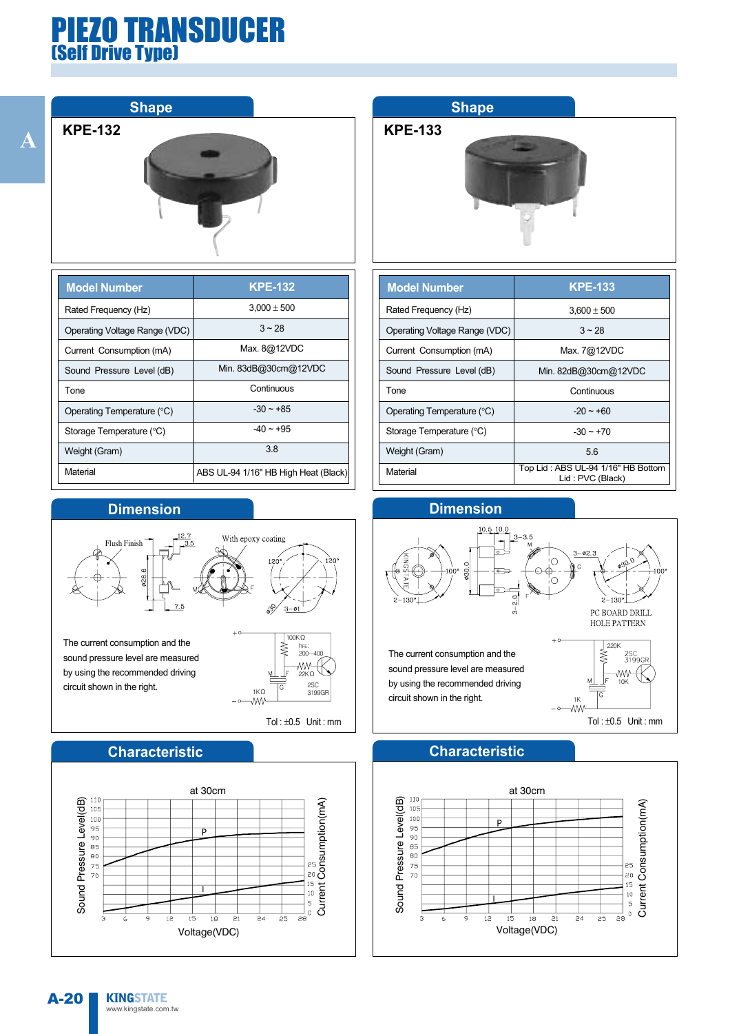# PIEZO TRANSDUCER
## (Self Drive Type)

## Shape

### KPE-132

| Model Number | KPE-132 |
|---|---|
| Rated Frequency (Hz) | 3,000 ± 500 |
| Operating Voltage Range (VDC) | 3 ~ 28 |
| Current Consumption (mA) | Max. 8@12VDC |
| Sound Pressure Level (dB) | Min. 83dB@30cm@12VDC |
| Tone | Continuous |
| Operating Temperature (°C) | -30 ~ +85 |
| Storage Temperature (°C) | -40 ~ +95 |
| Weight (Gram) | 3.8 |
| Material | ABS UL-94 1/16" HB High Heat (Black) |

## Dimension

Flush Finish, With epoxy coating, 12.7, 3.5, ø28.6, 7.5, 120°, ø30, 3−ø1, M, F, G

The current consumption and the sound pressure level are measured by using the recommended driving circuit shown in the right.

Circuit: 100KΩ, hFE: 200~400, 22KΩ, 1KΩ, 2SC 3199GR

Tol : ±0.5 Unit : mm

## Characteristic

at 30cm

Sound Pressure Level(dB) / Current Consumption(mA) vs Voltage(VDC)

## Shape

### KPE-133

| Model Number | KPE-133 |
|---|---|
| Rated Frequency (Hz) | 3,600 ± 500 |
| Operating Voltage Range (VDC) | 3 ~ 28 |
| Current Consumption (mA) | Max. 7@12VDC |
| Sound Pressure Level (dB) | Min. 82dB@30cm@12VDC |
| Tone | Continuous |
| Operating Temperature (°C) | -20 ~ +60 |
| Storage Temperature (°C) | -30 ~ +70 |
| Weight (Gram) | 5.6 |
| Material | Top Lid : ABS UL-94 1/16" HB Bottom Lid : PVC (Black) |

## Dimension

10.5, 10.0, 3−3.5, ø30.0, 100°, 2−130°, 3−2.0, 3−ø2.3, M, F, G, PC BOARD DRILL HOLE PATTERN

The current consumption and the sound pressure level are measured by using the recommended driving circuit shown in the right.

Circuit: 220K, 2SC 3199GR, 10K, 1K

Tol : ±0.5 Unit : mm

## Characteristic

at 30cm

Sound Pressure Level(dB) / Current Consumption(mA) vs Voltage(VDC)

KINGSTATE
www.kingstate.com.tw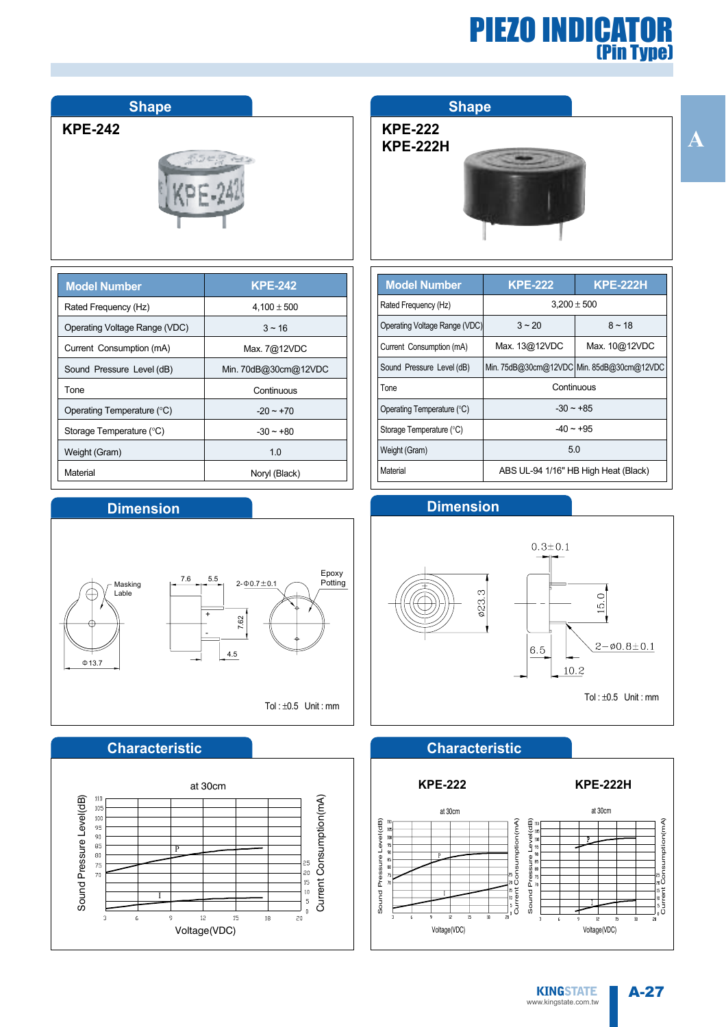# PIEZO INDICATOR
## (Pin Type)

## Shape

**KPE-242**

| Model Number | KPE-242 |
|---|---|
| Rated Frequency (Hz) | 4,100 ± 500 |
| Operating Voltage Range (VDC) | 3 ~ 16 |
| Current Consumption (mA) | Max. 7@12VDC |
| Sound Pressure Level (dB) | Min. 70dB@30cm@12VDC |
| Tone | Continuous |
| Operating Temperature (°C) | -20 ~ +70 |
| Storage Temperature (°C) | -30 ~ +80 |
| Weight (Gram) | 1.0 |
| Material | Noryl (Black) |

## Dimension

Masking Lable

Φ13.7

7.6  5.5  2-Φ0.7±0.1

7.62  4.5

Epoxy Potting

Tol : ±0.5  Unit : mm

## Characteristic

at 30cm

Sound Pressure Level(dB) / Current Consumption(mA) vs Voltage(VDC)

## Shape

**KPE-222**
**KPE-222H**

| Model Number | KPE-222 | KPE-222H |
|---|---|---|
| Rated Frequency (Hz) | 3,200 ± 500 | |
| Operating Voltage Range (VDC) | 3 ~ 20 | 8 ~ 18 |
| Current Consumption (mA) | Max. 13@12VDC | Max. 10@12VDC |
| Sound Pressure Level (dB) | Min. 75dB@30cm@12VDC | Min. 85dB@30cm@12VDC |
| Tone | Continuous | |
| Operating Temperature (°C) | -30 ~ +85 | |
| Storage Temperature (°C) | -40 ~ +95 | |
| Weight (Gram) | 5.0 | |
| Material | ABS UL-94 1/16" HB High Heat (Black) | |

## Dimension

0.3±0.1

ø23.3  15.0

6.5  10.2  2−ø0.8±0.1

Tol : ±0.5  Unit : mm

## Characteristic

**KPE-222** — at 30cm

**KPE-222H** — at 30cm

Sound Pressure Level(dB) / Current Consumption(mA) vs Voltage(VDC)

KINGSTATE
www.kingstate.com.tw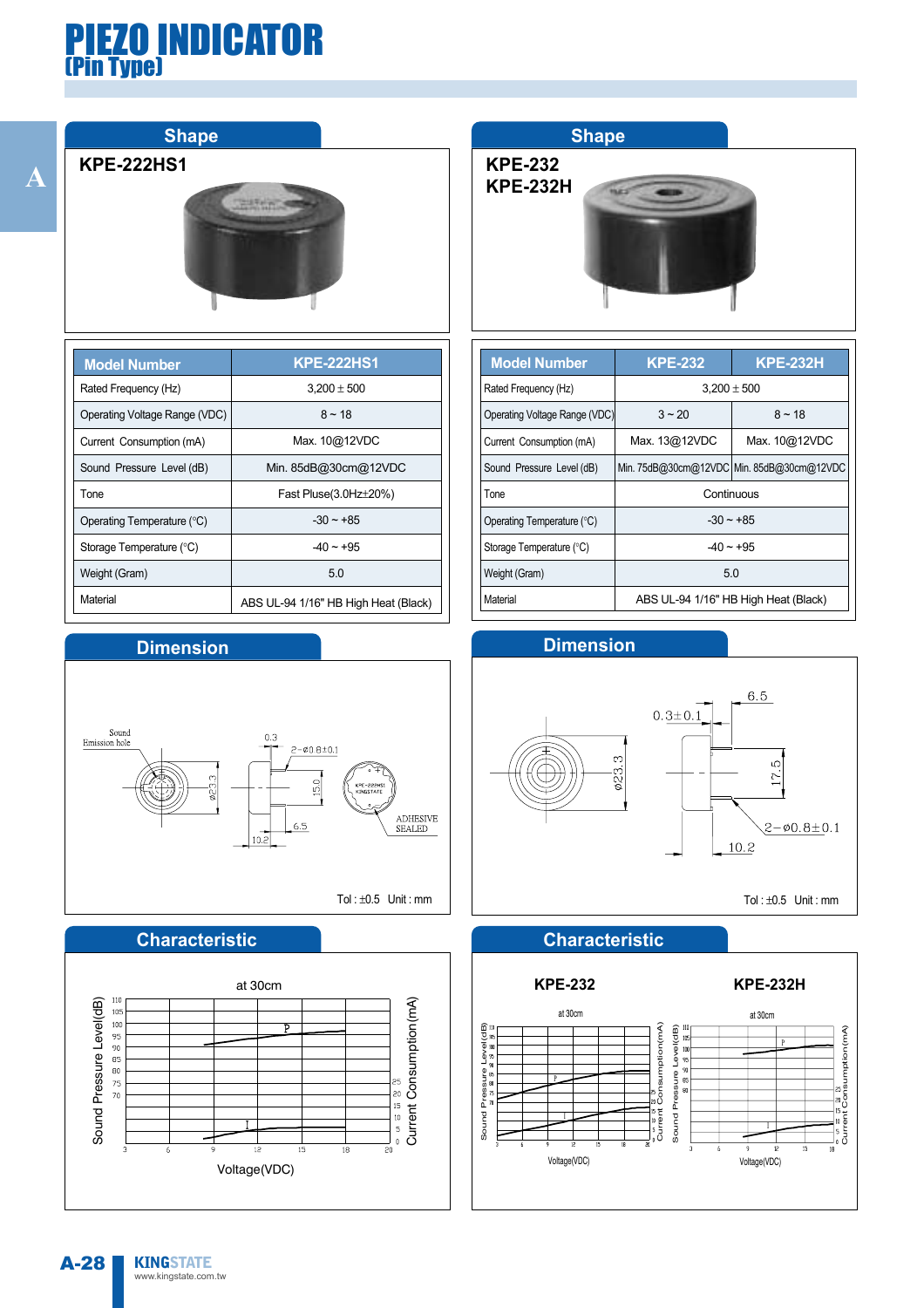# PIEZO INDICATOR
## (Pin Type)

### Shape

KPE-222HS1

| Model Number | KPE-222HS1 |
|---|---|
| Rated Frequency (Hz) | 3,200 ± 500 |
| Operating Voltage Range (VDC) | 8 ~ 18 |
| Current Consumption (mA) | Max. 10@12VDC |
| Sound Pressure Level (dB) | Min. 85dB@30cm@12VDC |
| Tone | Fast Pluse(3.0Hz±20%) |
| Operating Temperature (°C) | -30 ~ +85 |
| Storage Temperature (°C) | -40 ~ +95 |
| Weight (Gram) | 5.0 |
| Material | ABS UL-94 1/16" HB High Heat (Black) |

### Dimension

Sound Emission hole

0.3, 2-ø0.8±0.1, ø23.3, 15.0, 6.5, 10.2

ADHESIVE SEALED

Tol : ±0.5 Unit : mm

### Characteristic

at 30cm

Sound Pressure Level(dB) / Current Consumption(mA) / Voltage(VDC)

### Shape

KPE-232
KPE-232H

| Model Number | KPE-232 | KPE-232H |
|---|---|---|
| Rated Frequency (Hz) | 3,200 ± 500 | |
| Operating Voltage Range (VDC) | 3 ~ 20 | 8 ~ 18 |
| Current Consumption (mA) | Max. 13@12VDC | Max. 10@12VDC |
| Sound Pressure Level (dB) | Min. 75dB@30cm@12VDC | Min. 85dB@30cm@12VDC |
| Tone | Continuous | |
| Operating Temperature (°C) | -30 ~ +85 | |
| Storage Temperature (°C) | -40 ~ +95 | |
| Weight (Gram) | 5.0 | |
| Material | ABS UL-94 1/16" HB High Heat (Black) | |

### Dimension

6.5, 0.3±0.1, ø23.3, 17.5, 2-ø0.8±0.1, 10.2

Tol : ±0.5 Unit : mm

### Characteristic

KPE-232 — at 30cm

KPE-232H — at 30cm

Sound Pressure Level(dB) / Current Consumption(mA) / Voltage(VDC)

KINGSTATE
www.kingstate.com.tw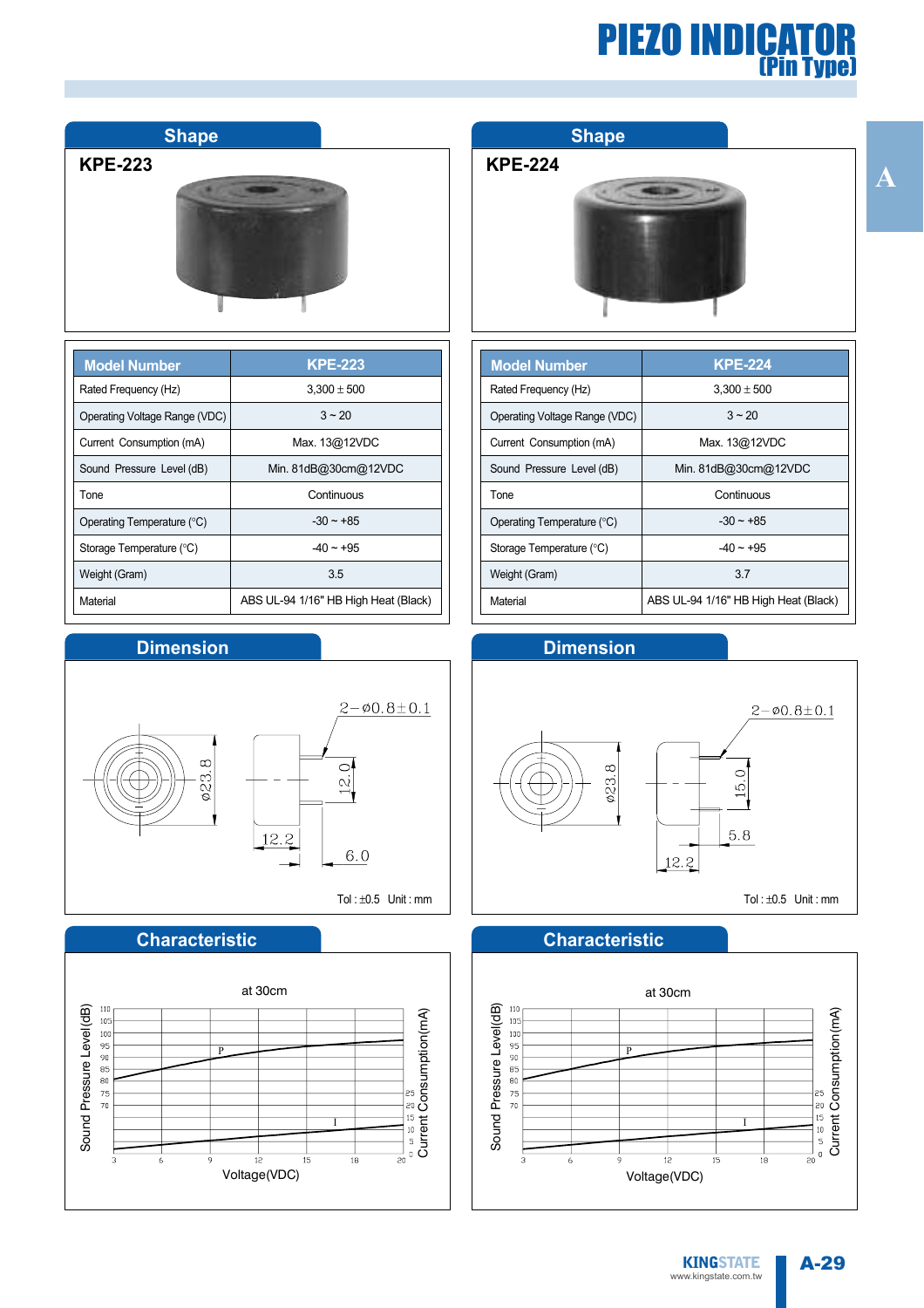# PIEZO INDICATOR (Pin Type)

## Shape

**KPE-223**

| Model Number | KPE-223 |
|---|---|
| Rated Frequency (Hz) | 3,300 ± 500 |
| Operating Voltage Range (VDC) | 3 ~ 20 |
| Current Consumption (mA) | Max. 13@12VDC |
| Sound Pressure Level (dB) | Min. 81dB@30cm@12VDC |
| Tone | Continuous |
| Operating Temperature (°C) | -30 ~ +85 |
| Storage Temperature (°C) | -40 ~ +95 |
| Weight (Gram) | 3.5 |
| Material | ABS UL-94 1/16" HB High Heat (Black) |

## Dimension

2−ø0.8±0.1

ø23.8

12.0

12.2

6.0

Tol : ±0.5 Unit : mm

## Characteristic

at 30cm

Sound Pressure Level(dB) / Current Consumption(mA) vs. Voltage(VDC)

## Shape

**KPE-224**

| Model Number | KPE-224 |
|---|---|
| Rated Frequency (Hz) | 3,300 ± 500 |
| Operating Voltage Range (VDC) | 3 ~ 20 |
| Current Consumption (mA) | Max. 13@12VDC |
| Sound Pressure Level (dB) | Min. 81dB@30cm@12VDC |
| Tone | Continuous |
| Operating Temperature (°C) | -30 ~ +85 |
| Storage Temperature (°C) | -40 ~ +95 |
| Weight (Gram) | 3.7 |
| Material | ABS UL-94 1/16" HB High Heat (Black) |

## Dimension

2−ø0.8±0.1

ø23.8

15.0

5.8

12.2

Tol : ±0.5 Unit : mm

## Characteristic

at 30cm

Sound Pressure Level(dB) / Current Consumption(mA) vs. Voltage(VDC)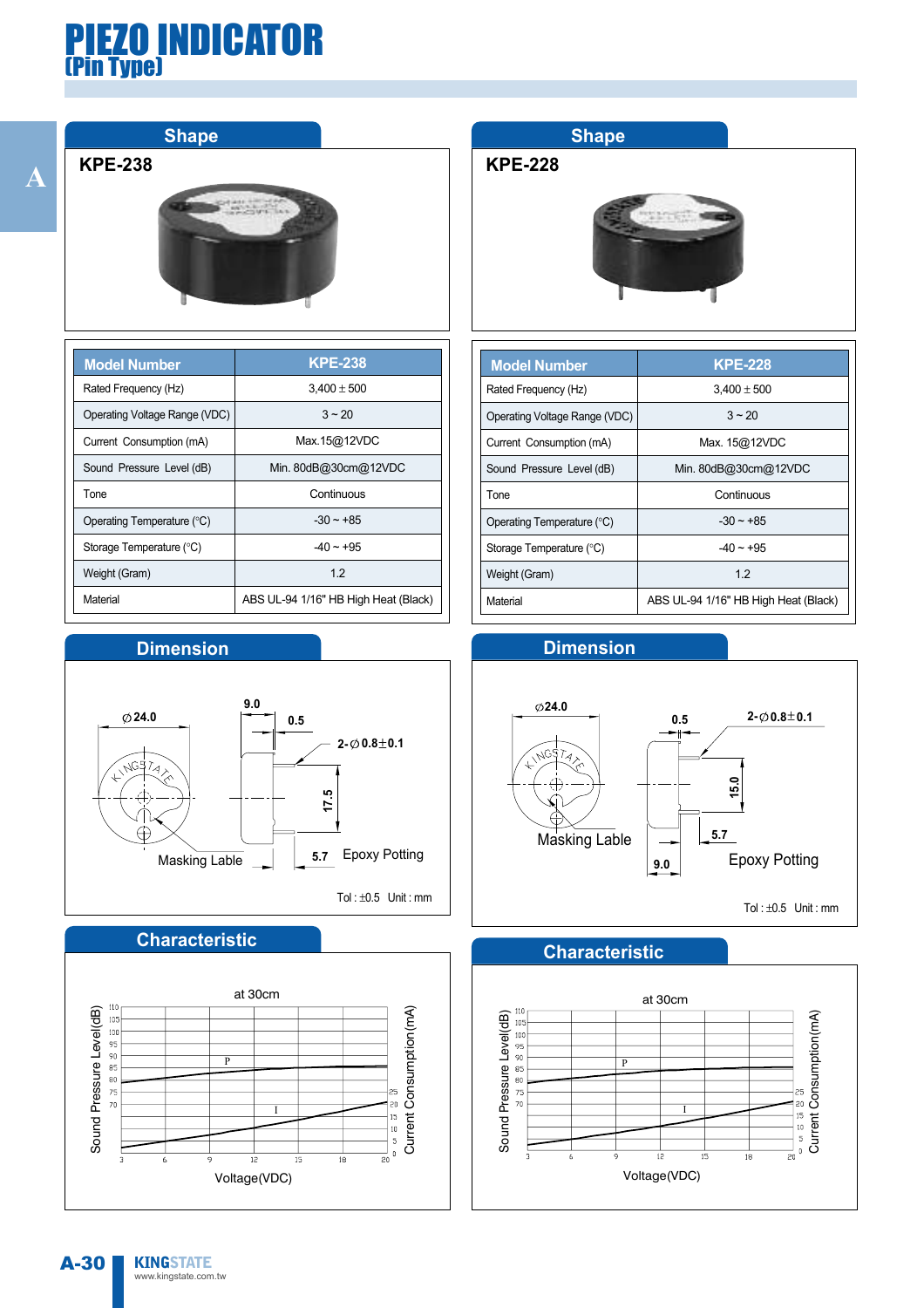# PIEZO INDICATOR
## (Pin Type)

## Shape

### KPE-238

| Model Number | KPE-238 |
|---|---|
| Rated Frequency (Hz) | 3,400 ± 500 |
| Operating Voltage Range (VDC) | 3 ~ 20 |
| Current Consumption (mA) | Max.15@12VDC |
| Sound Pressure Level (dB) | Min. 80dB@30cm@12VDC |
| Tone | Continuous |
| Operating Temperature (°C) | -30 ~ +85 |
| Storage Temperature (°C) | -40 ~ +95 |
| Weight (Gram) | 1.2 |
| Material | ABS UL-94 1/16" HB High Heat (Black) |

## Dimension

∅24.0, 9.0, 0.5, 2-∅0.8±0.1, 17.5, 5.7, Masking Lable, Epoxy Potting

Tol : ±0.5 Unit : mm

## Characteristic

at 30cm

Sound Pressure Level(dB) / Current Consumption(mA) vs. Voltage(VDC)

## Shape

### KPE-228

| Model Number | KPE-228 |
|---|---|
| Rated Frequency (Hz) | 3,400 ± 500 |
| Operating Voltage Range (VDC) | 3 ~ 20 |
| Current Consumption (mA) | Max. 15@12VDC |
| Sound Pressure Level (dB) | Min. 80dB@30cm@12VDC |
| Tone | Continuous |
| Operating Temperature (°C) | -30 ~ +85 |
| Storage Temperature (°C) | -40 ~ +95 |
| Weight (Gram) | 1.2 |
| Material | ABS UL-94 1/16" HB High Heat (Black) |

## Dimension

∅24.0, 0.5, 2-∅0.8±0.1, 15.0, 5.7, 9.0, Masking Lable, Epoxy Potting

Tol : ±0.5 Unit : mm

## Characteristic

at 30cm

Sound Pressure Level(dB) / Current Consumption(mA) vs. Voltage(VDC)

KINGSTATE
www.kingstate.com.tw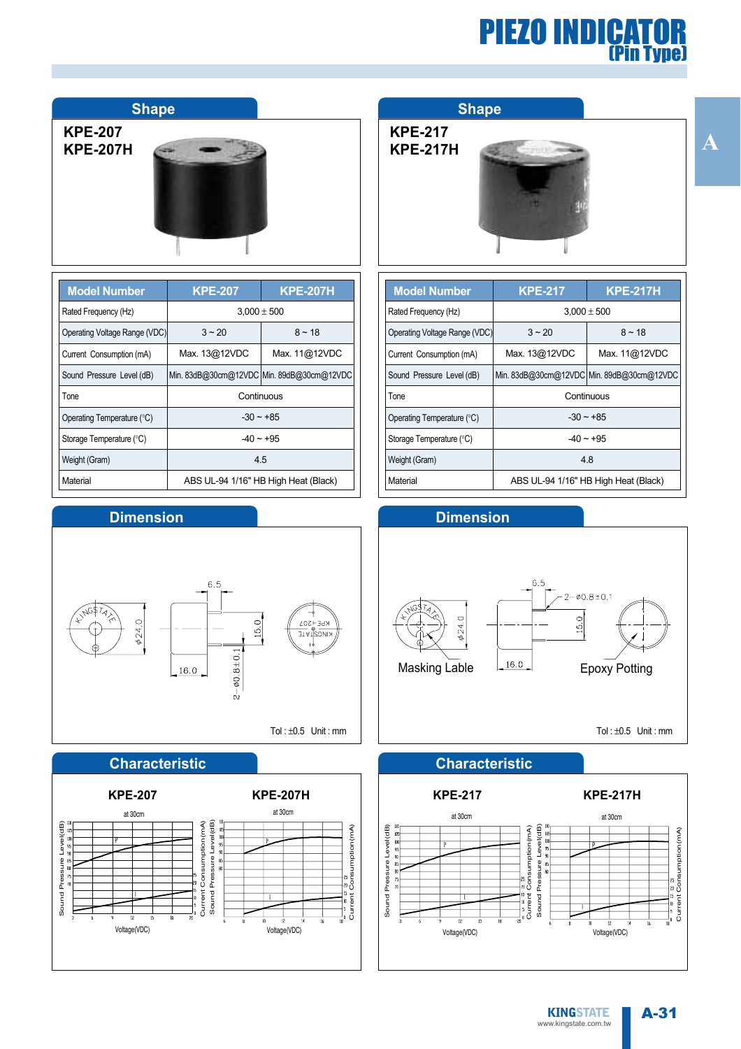# PIEZO INDICATOR (Pin Type)

## Shape

**KPE-207**
**KPE-207H**

| Model Number | KPE-207 | KPE-207H |
|---|---|---|
| Rated Frequency (Hz) | 3,000 ± 500 | |
| Operating Voltage Range (VDC) | 3 ~ 20 | 8 ~ 18 |
| Current Consumption (mA) | Max. 13@12VDC | Max. 11@12VDC |
| Sound Pressure Level (dB) | Min. 83dB@30cm@12VDC | Min. 89dB@30cm@12VDC |
| Tone | Continuous | |
| Operating Temperature (°C) | -30 ~ +85 | |
| Storage Temperature (°C) | -40 ~ +95 | |
| Weight (Gram) | 4.5 | |
| Material | ABS UL-94 1/16" HB High Heat (Black) | |

## Dimension

Tol : ±0.5 Unit : mm

## Characteristic

**KPE-207** — at 30cm — Voltage(VDC)

**KPE-207H** — at 30cm — Voltage(VDC)

## Shape

**KPE-217**
**KPE-217H**

| Model Number | KPE-217 | KPE-217H |
|---|---|---|
| Rated Frequency (Hz) | 3,000 ± 500 | |
| Operating Voltage Range (VDC) | 3 ~ 20 | 8 ~ 18 |
| Current Consumption (mA) | Max. 13@12VDC | Max. 11@12VDC |
| Sound Pressure Level (dB) | Min. 83dB@30cm@12VDC | Min. 89dB@30cm@12VDC |
| Tone | Continuous | |
| Operating Temperature (°C) | -30 ~ +85 | |
| Storage Temperature (°C) | -40 ~ +95 | |
| Weight (Gram) | 4.8 | |
| Material | ABS UL-94 1/16" HB High Heat (Black) | |

## Dimension

Masking Lable

Epoxy Potting

Tol : ±0.5 Unit : mm

## Characteristic

**KPE-217** — at 30cm — Voltage(VDC)

**KPE-217H** — at 30cm — Voltage(VDC)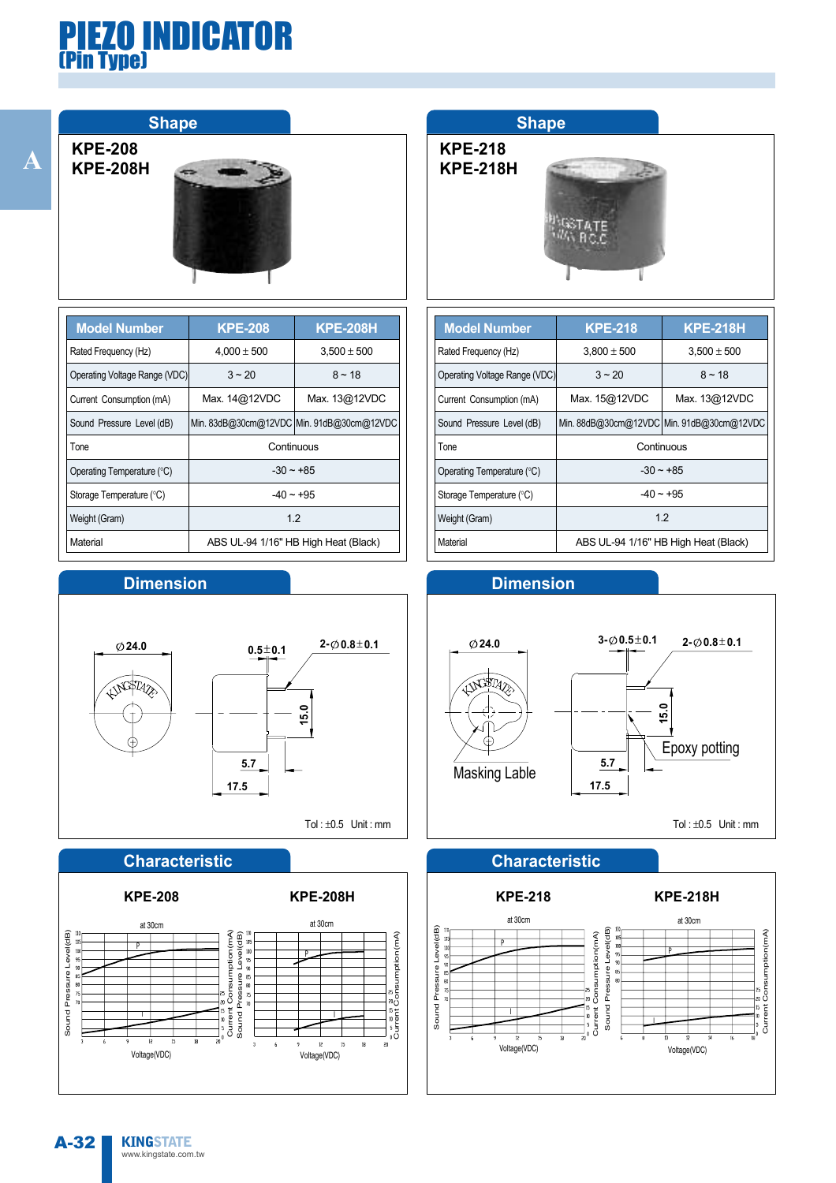# PIEZO INDICATOR
## (Pin Type)

## Shape

KPE-208
KPE-208H

| Model Number | KPE-208 | KPE-208H |
|---|---|---|
| Rated Frequency (Hz) | 4,000 ± 500 | 3,500 ± 500 |
| Operating Voltage Range (VDC) | 3 ~ 20 | 8 ~ 18 |
| Current Consumption (mA) | Max. 14@12VDC | Max. 13@12VDC |
| Sound Pressure Level (dB) | Min. 83dB@30cm@12VDC | Min. 91dB@30cm@12VDC |
| Tone | Continuous | |
| Operating Temperature (°C) | -30 ~ +85 | |
| Storage Temperature (°C) | -40 ~ +95 | |
| Weight (Gram) | 1.2 | |
| Material | ABS UL-94 1/16" HB High Heat (Black) | |

## Dimension

∅24.0
0.5±0.1
2-∅0.8±0.1
15.0
5.7
17.5

Tol : ±0.5 Unit : mm

## Characteristic

KPE-208 — at 30cm — Sound Pressure Level(dB), Current Consumption(mA) vs Voltage(VDC)

KPE-208H — at 30cm — Sound Pressure Level(dB), Current Consumption(mA) vs Voltage(VDC)

## Shape

KPE-218
KPE-218H

| Model Number | KPE-218 | KPE-218H |
|---|---|---|
| Rated Frequency (Hz) | 3,800 ± 500 | 3,500 ± 500 |
| Operating Voltage Range (VDC) | 3 ~ 20 | 8 ~ 18 |
| Current Consumption (mA) | Max. 15@12VDC | Max. 13@12VDC |
| Sound Pressure Level (dB) | Min. 88dB@30cm@12VDC | Min. 91dB@30cm@12VDC |
| Tone | Continuous | |
| Operating Temperature (°C) | -30 ~ +85 | |
| Storage Temperature (°C) | -40 ~ +95 | |
| Weight (Gram) | 1.2 | |
| Material | ABS UL-94 1/16" HB High Heat (Black) | |

## Dimension

∅24.0
3-∅0.5±0.1
2-∅0.8±0.1
15.0
Epoxy potting
Masking Lable
5.7
17.5

Tol : ±0.5 Unit : mm

## Characteristic

KPE-218 — at 30cm — Sound Pressure Level(dB), Current Consumption(mA) vs Voltage(VDC)

KPE-218H — at 30cm — Sound Pressure Level(dB), Current Consumption(mA) vs Voltage(VDC)

KINGSTATE
www.kingstate.com.tw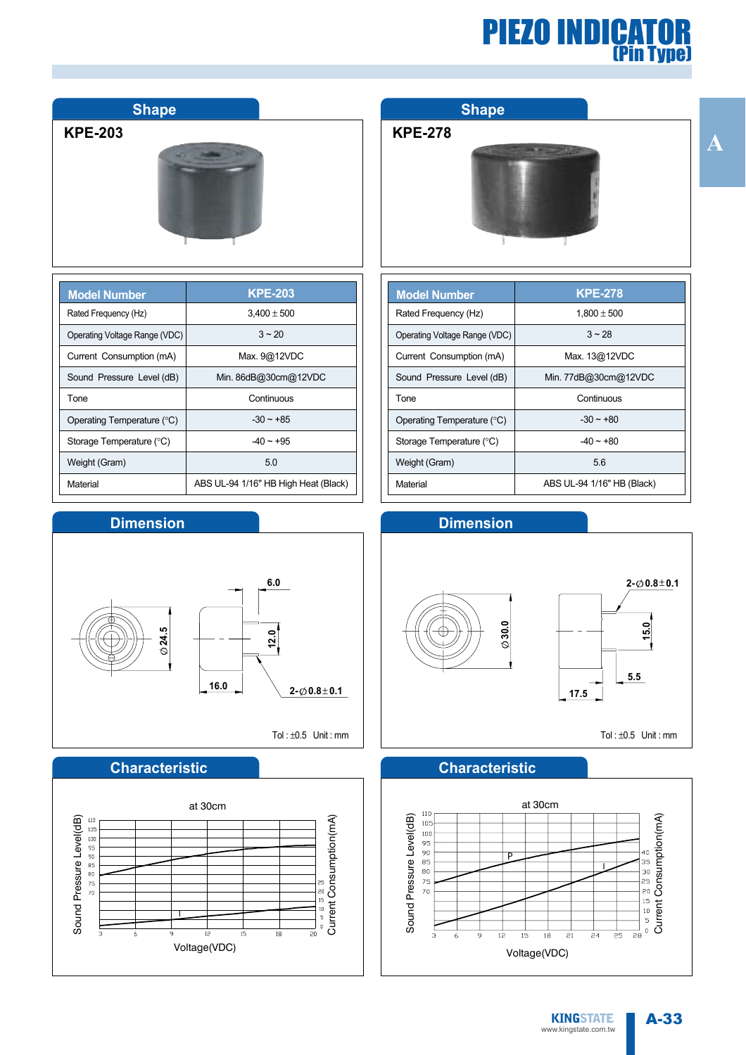# PIEZO INDICATOR (Pin Type)

## Shape

KPE-203

## Shape

KPE-278

| Model Number | KPE-203 |
|---|---|
| Rated Frequency (Hz) | 3,400 ± 500 |
| Operating Voltage Range (VDC) | 3 ~ 20 |
| Current Consumption (mA) | Max. 9@12VDC |
| Sound Pressure Level (dB) | Min. 86dB@30cm@12VDC |
| Tone | Continuous |
| Operating Temperature (°C) | -30 ~ +85 |
| Storage Temperature (°C) | -40 ~ +95 |
| Weight (Gram) | 5.0 |
| Material | ABS UL-94 1/16" HB High Heat (Black) |

| Model Number | KPE-278 |
|---|---|
| Rated Frequency (Hz) | 1,800 ± 500 |
| Operating Voltage Range (VDC) | 3 ~ 28 |
| Current Consumption (mA) | Max. 13@12VDC |
| Sound Pressure Level (dB) | Min. 77dB@30cm@12VDC |
| Tone | Continuous |
| Operating Temperature (°C) | -30 ~ +80 |
| Storage Temperature (°C) | -40 ~ +80 |
| Weight (Gram) | 5.6 |
| Material | ABS UL-94 1/16" HB (Black) |

## Dimension

KPE-203: ∅24.5, 6.0, 12.0, 16.0, 2-∅0.8±0.1

Tol : ±0.5 Unit : mm

## Dimension

KPE-278: ∅30.0, 2-∅0.8±0.1, 15.0, 5.5, 17.5

Tol : ±0.5 Unit : mm

## Characteristic

KPE-203 — at 30cm

Sound Pressure Level(dB) / Current Consumption(mA) vs Voltage(VDC)

## Characteristic

KPE-278 — at 30cm

Sound Pressure Level(dB) / Current Consumption(mA) vs Voltage(VDC)

KINGSTATE
www.kingstate.com.tw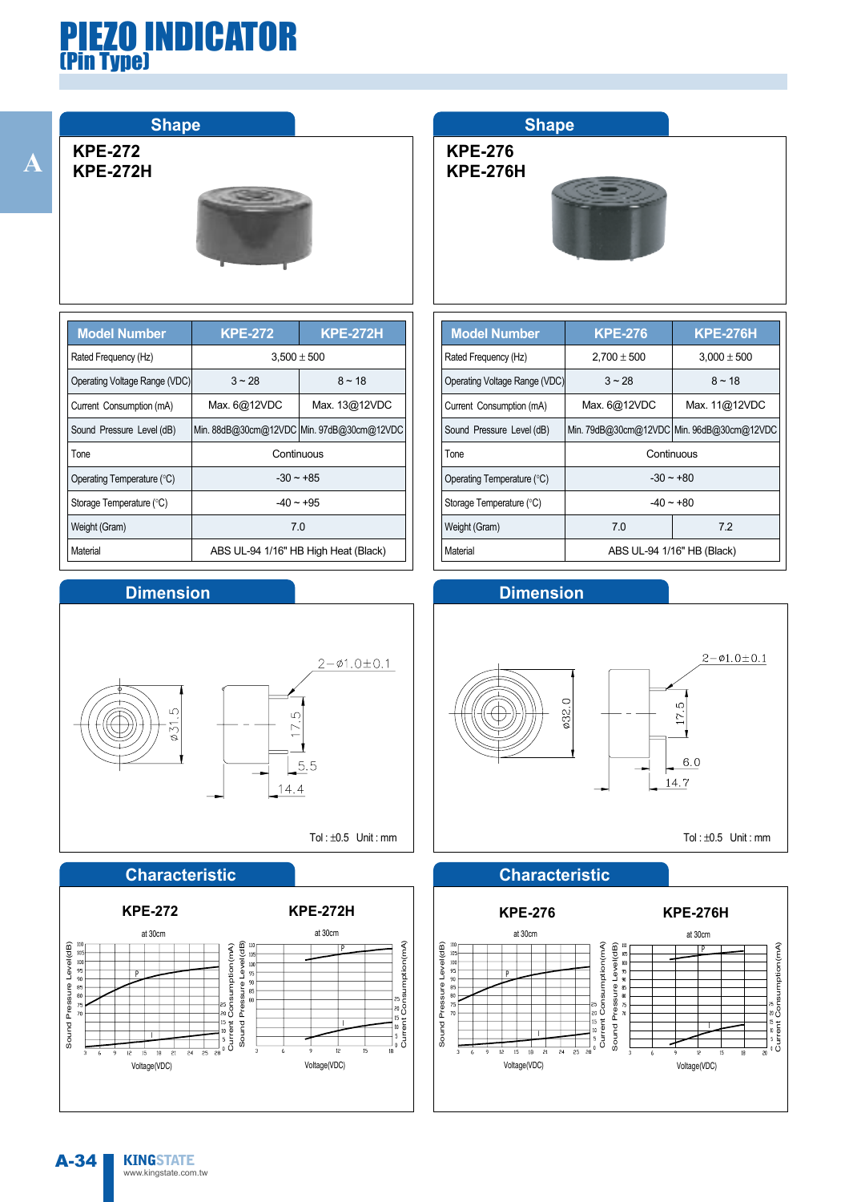# PIEZO INDICATOR
## (Pin Type)

## Shape

KPE-272
KPE-272H

| Model Number | KPE-272 | KPE-272H |
|---|---|---|
| Rated Frequency (Hz) | 3,500 ± 500 | |
| Operating Voltage Range (VDC) | 3 ~ 28 | 8 ~ 18 |
| Current Consumption (mA) | Max. 6@12VDC | Max. 13@12VDC |
| Sound Pressure Level (dB) | Min. 88dB@30cm@12VDC | Min. 97dB@30cm@12VDC |
| Tone | Continuous | |
| Operating Temperature (°C) | -30 ~ +85 | |
| Storage Temperature (°C) | -40 ~ +95 | |
| Weight (Gram) | 7.0 | |
| Material | ABS UL-94 1/16" HB High Heat (Black) | |

## Dimension

2−ø1.0±0.1

ø31.5

17.5

5.5

14.4

Tol : ±0.5 Unit : mm

## Characteristic

KPE-272 (at 30cm) — Sound Pressure Level(dB) / Current Consumption(mA) vs Voltage(VDC)

KPE-272H (at 30cm) — Sound Pressure Level(dB) / Current Consumption(mA) vs Voltage(VDC)

## Shape

KPE-276
KPE-276H

| Model Number | KPE-276 | KPE-276H |
|---|---|---|
| Rated Frequency (Hz) | 2,700 ± 500 | 3,000 ± 500 |
| Operating Voltage Range (VDC) | 3 ~ 28 | 8 ~ 18 |
| Current Consumption (mA) | Max. 6@12VDC | Max. 11@12VDC |
| Sound Pressure Level (dB) | Min. 79dB@30cm@12VDC | Min. 96dB@30cm@12VDC |
| Tone | Continuous | |
| Operating Temperature (°C) | -30 ~ +80 | |
| Storage Temperature (°C) | -40 ~ +80 | |
| Weight (Gram) | 7.0 | 7.2 |
| Material | ABS UL-94 1/16" HB (Black) | |

## Dimension

2−ø1.0±0.1

ø32.0

17.5

6.0

14.7

Tol : ±0.5 Unit : mm

## Characteristic

KPE-276 (at 30cm) — Sound Pressure Level(dB) / Current Consumption(mA) vs Voltage(VDC)

KPE-276H (at 30cm) — Sound Pressure Level(dB) / Current Consumption(mA) vs Voltage(VDC)

KINGSTATE
www.kingstate.com.tw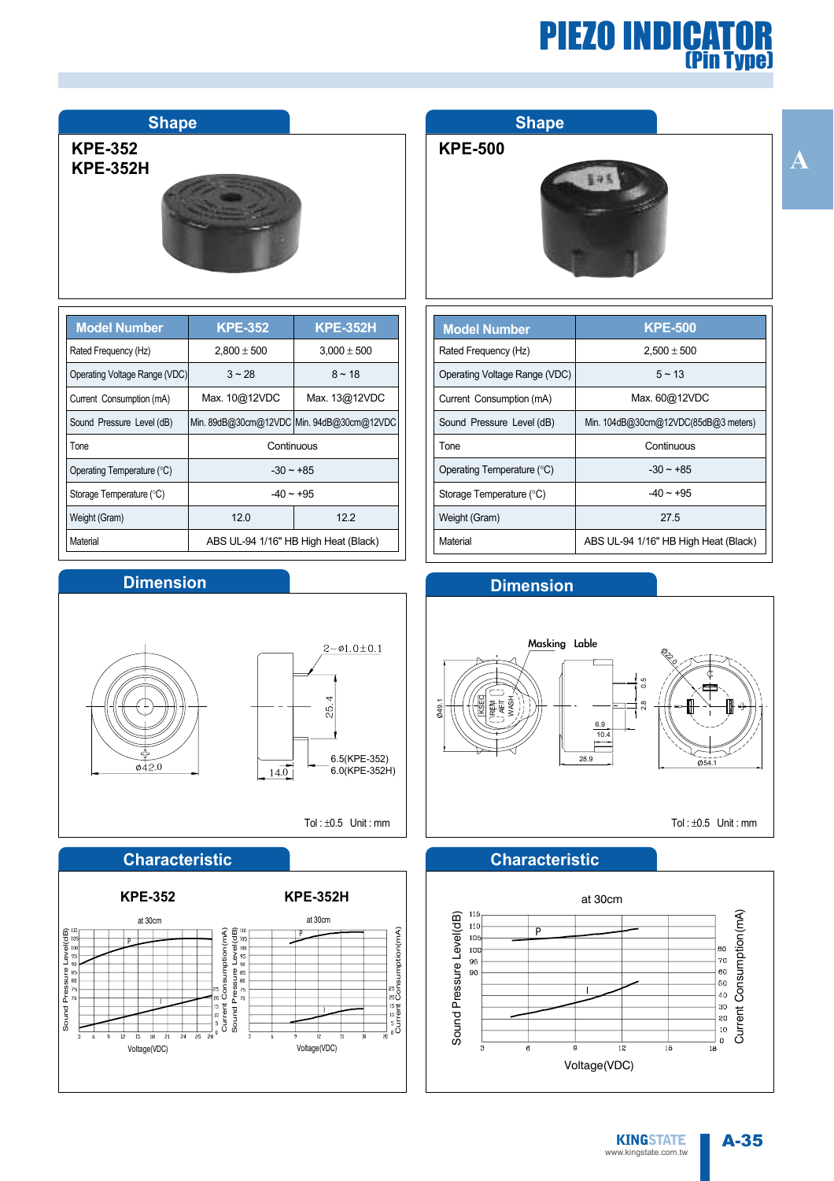# PIEZO INDICATOR (Pin Type)

## Shape

**KPE-352**
**KPE-352H**

| Model Number | KPE-352 | KPE-352H |
|---|---|---|
| Rated Frequency (Hz) | 2,800 ± 500 | 3,000 ± 500 |
| Operating Voltage Range (VDC) | 3 ~ 28 | 8 ~ 18 |
| Current Consumption (mA) | Max. 10@12VDC | Max. 13@12VDC |
| Sound Pressure Level (dB) | Min. 89dB@30cm@12VDC | Min. 94dB@30cm@12VDC |
| Tone | Continuous | |
| Operating Temperature (°C) | -30 ~ +85 | |
| Storage Temperature (°C) | -40 ~ +95 | |
| Weight (Gram) | 12.0 | 12.2 |
| Material | ABS UL-94 1/16" HB High Heat (Black) | |

## Dimension

2−ø1.0±0.1

25.4

ø42.0

14.0

6.5(KPE-352)
6.0(KPE-352H)

Tol : ±0.5 Unit : mm

## Characteristic

**KPE-352** — at 30cm

**KPE-352H** — at 30cm

Sound Pressure Level(dB) / Current Consumption(mA) vs Voltage(VDC)

## Shape

**KPE-500**

| Model Number | KPE-500 |
|---|---|
| Rated Frequency (Hz) | 2,500 ± 500 |
| Operating Voltage Range (VDC) | 5 ~ 13 |
| Current Consumption (mA) | Max. 60@12VDC |
| Sound Pressure Level (dB) | Min. 104dB@30cm@12VDC(85dB@3 meters) |
| Tone | Continuous |
| Operating Temperature (°C) | -30 ~ +85 |
| Storage Temperature (°C) | -40 ~ +95 |
| Weight (Gram) | 27.5 |
| Material | ABS UL-94 1/16" HB High Heat (Black) |

## Dimension

Masking Lable

Ø49.1, 6.9, 10.4, 28.9, 0.5, 2.8, Ø22.0, Ø54.1

Tol : ±0.5 Unit : mm

## Characteristic

at 30cm

Sound Pressure Level(dB) / Current Consumption(mA) vs Voltage(VDC)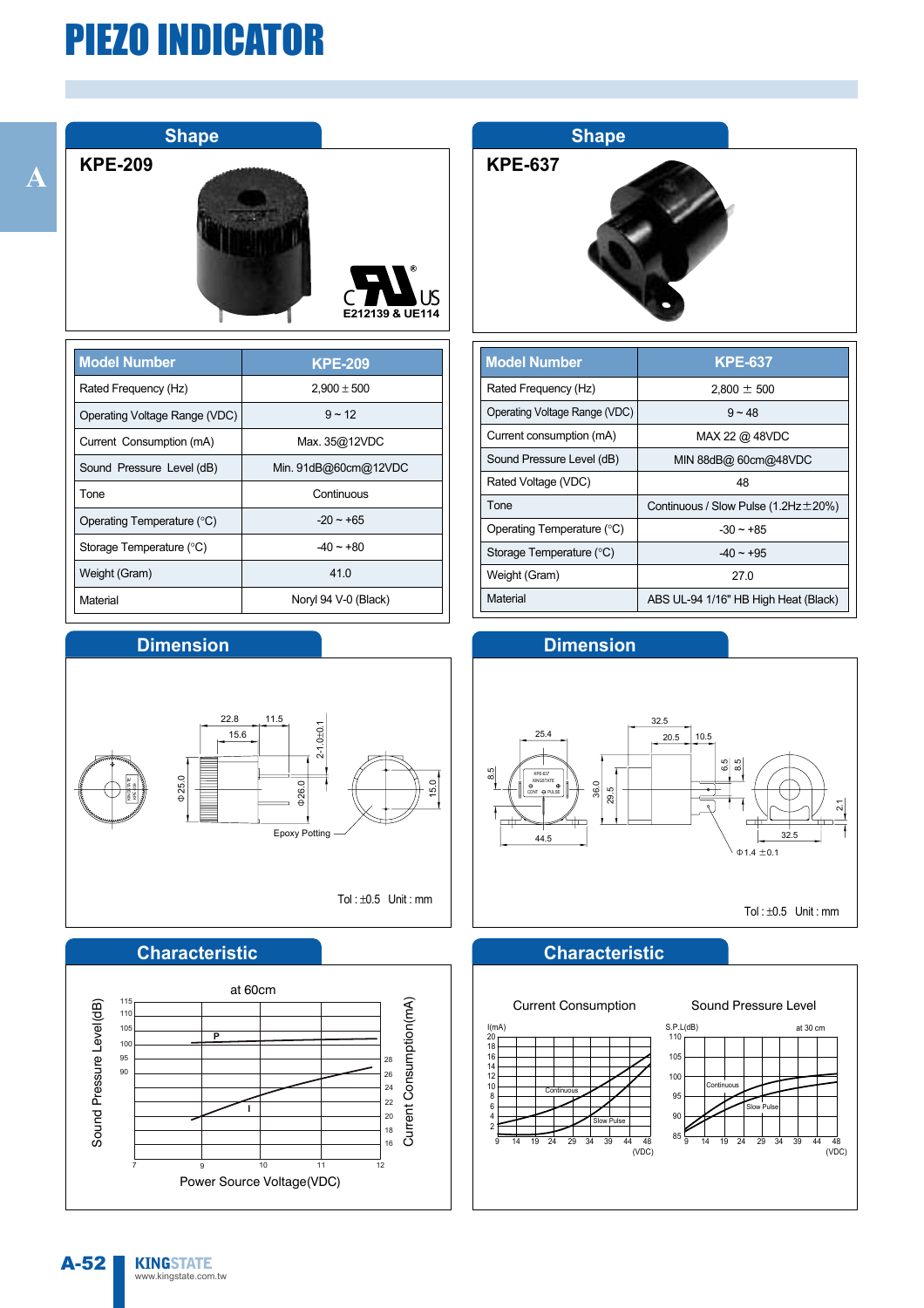# PIEZO INDICATOR

## Shape

### KPE-209

E212139 & UE114

| Model Number | KPE-209 |
|---|---|
| Rated Frequency (Hz) | 2,900 ± 500 |
| Operating Voltage Range (VDC) | 9 ~ 12 |
| Current Consumption (mA) | Max. 35@12VDC |
| Sound Pressure Level (dB) | Min. 91dB@60cm@12VDC |
| Tone | Continuous |
| Operating Temperature (°C) | -20 ~ +65 |
| Storage Temperature (°C) | -40 ~ +80 |
| Weight (Gram) | 41.0 |
| Material | Noryl 94 V-0 (Black) |

## Dimension

22.8
11.5
15.6
2-1.0±0.1
Φ25.0
Φ26.0
15.0
Epoxy Potting

Tol : ±0.5 Unit : mm

## Characteristic

at 60cm

Sound Pressure Level(dB)

Current Consumption(mA)

115
110
105
100
95
90

28
26
24
22
20
18
16

P

I

7
9
10
11
12

Power Source Voltage(VDC)

## Shape

### KPE-637

| Model Number | KPE-637 |
|---|---|
| Rated Frequency (Hz) | 2,800 ± 500 |
| Operating Voltage Range (VDC) | 9 ~ 48 |
| Current consumption (mA) | MAX 22 @ 48VDC |
| Sound Pressure Level (dB) | MIN 88dB@ 60cm@48VDC |
| Rated Voltage (VDC) | 48 |
| Tone | Continuous / Slow Pulse (1.2Hz±20%) |
| Operating Temperature (°C) | -30 ~ +85 |
| Storage Temperature (°C) | -40 ~ +95 |
| Weight (Gram) | 27.0 |
| Material | ABS UL-94 1/16" HB High Heat (Black) |

## Dimension

25.4
8.5
44.5
36.0
29.5
32.5
20.5
10.5
6.5
8.5
2.1
32.5
Φ1.4 ±0.1

Tol : ±0.5 Unit : mm

## Characteristic

Current Consumption

I(mA)
20
18
16
14
12
10
8
6
4
2

Continuous

Slow Pulse

9
14
19
24
29
34
39
44
48
(VDC)

Sound Pressure Level

S.P.L(dB)

at 30 cm

110
105
100
95
90
85

Continuous

Slow Pulse

9
14
19
24
29
34
39
44
48
(VDC)

KINGSTATE
www.kingstate.com.tw